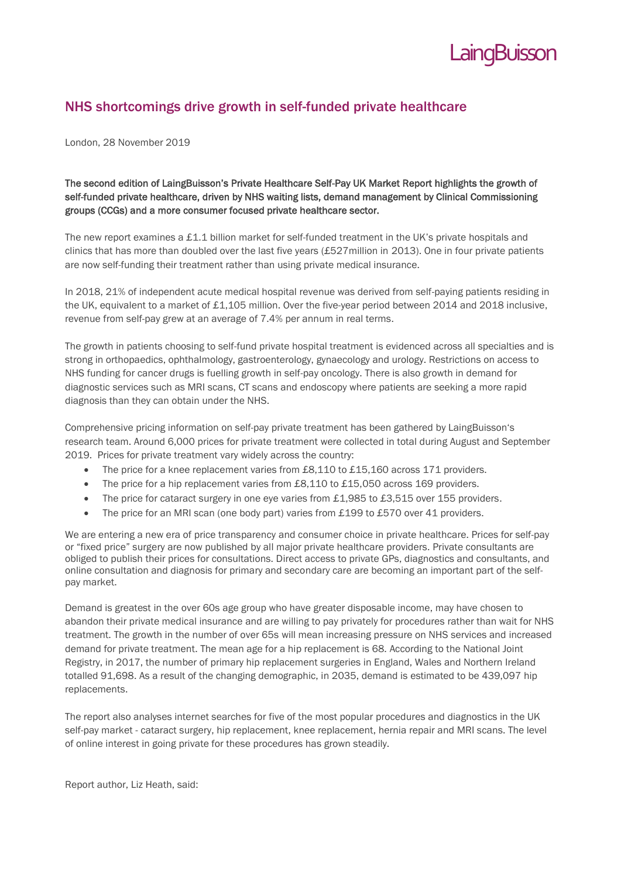LaingBuisson

## NHS shortcomings drive growth in self-funded private healthcare

London, 28 November 2019

**The second edition of LaingBuisson's Private Healthcare Self-Pay UK Market Report highlights the growth of self-funded private healthcare, driven by NHS waiting lists, demand management by Clinical Commissioning groups (CCGs) and a more consumer focused private healthcare sector.**

The new report examines a £1.1 billion market for self-funded treatment in the UK's private hospitals and clinics that has more than doubled over the last five years (£527million in 2013). One in four private patients are now self-funding their treatment rather than using private medical insurance.

In 2018, 21% of independent acute medical hospital revenue was derived from self-paying patients residing in the UK, equivalent to a market of £1,105 million. Over the five-year period between 2014 and 2018 inclusive, revenue from self-pay grew at an average of 7.4% per annum in real terms.

The growth in patients choosing to self-fund private hospital treatment is evidenced across all specialties and is strong in orthopaedics, ophthalmology, gastroenterology, gynaecology and urology. Restrictions on access to NHS funding for cancer drugs is fuelling growth in self-pay oncology. There is also growth in demand for diagnostic services such as MRI scans, CT scans and endoscopy where patients are seeking a more rapid diagnosis than they can obtain under the NHS.

Comprehensive pricing information on self-pay private treatment has been gathered by LaingBuisson's research team. Around 6,000 prices for private treatment were collected in total during August and September 2019. Prices for private treatment vary widely across the country:

- The price for a knee replacement varies from £8,110 to £15,160 across 171 providers.
- The price for a hip replacement varies from £8,110 to £15,050 across 169 providers.
- The price for cataract surgery in one eye varies from £1,985 to £3,515 over 155 providers.
- The price for an MRI scan (one body part) varies from £199 to £570 over 41 providers.

We are entering a new era of price transparency and consumer choice in private healthcare. Prices for self-pay or "fixed price" surgery are now published by all major private healthcare providers. Private consultants are obliged to publish their prices for consultations. Direct access to private GPs, diagnostics and consultants, and online consultation and diagnosis for primary and secondary care are becoming an important part of the self-pay market.

Demand is greatest in the over 60s age group who have greater disposable income, may have chosen to abandon their private medical insurance and are willing to pay privately for procedures rather than wait for NHS treatment. The growth in the number of over 65s will mean increasing pressure on NHS services and increased demand for private treatment. The mean age for a hip replacement is 68. According to the National Joint Registry, in 2017, the number of primary hip replacement surgeries in England, Wales and Northern Ireland totalled 91,698. As a result of the changing demographic, in 2035, demand is estimated to be 439,097 hip replacements.

The report also analyses internet searches for five of the most popular procedures and diagnostics in the UK self-pay market - cataract surgery, hip replacement, knee replacement, hernia repair and MRI scans. The level of online interest in going private for these procedures has grown steadily.

Report author, Liz Heath, said: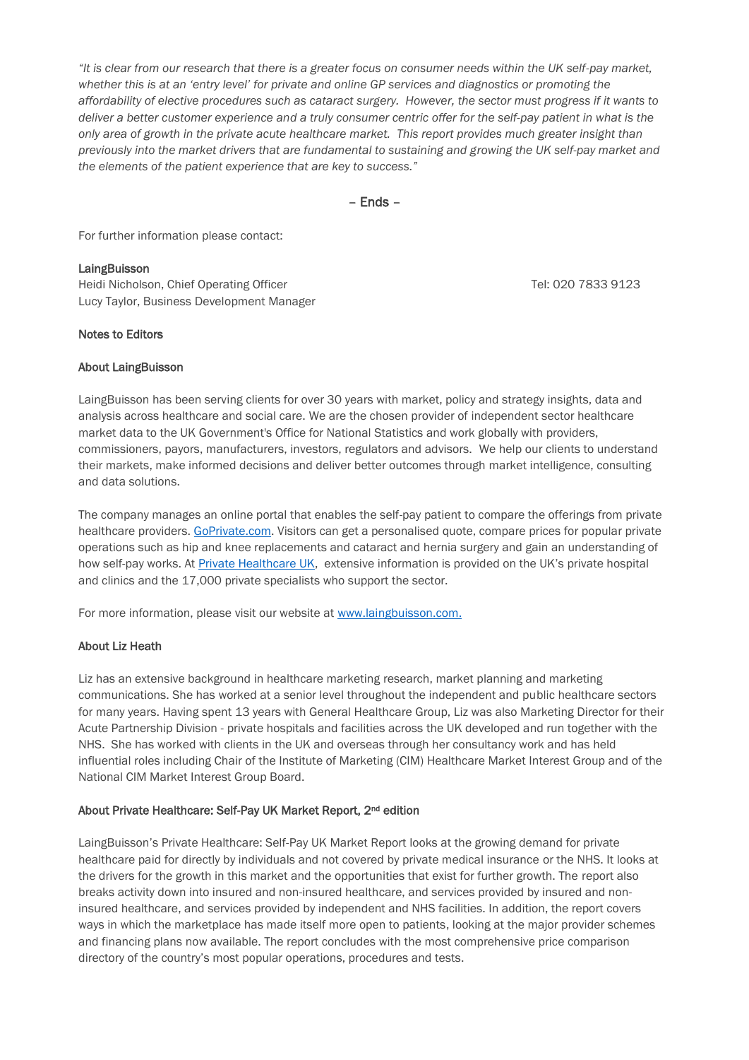*"It is clear from our research that there is a greater focus on consumer needs within the UK self-pay market, whether this is at an 'entry level' for private and online GP services and diagnostics or promoting the affordability of elective procedures such as cataract surgery. However, the sector must progress if it wants to deliver a better customer experience and a truly consumer centric offer for the self-pay patient in what is the only area of growth in the private acute healthcare market. This report provides much greater insight than previously into the market drivers that are fundamental to sustaining and growing the UK self-pay market and the elements of the patient experience that are key to success."*

– Ends –

For further information please contact:

LaingBuisson
Heidi Nicholson, Chief Operating Officer — Tel: 020 7833 9123
Lucy Taylor, Business Development Manager

Notes to Editors

**About LaingBuisson**

LaingBuisson has been serving clients for over 30 years with market, policy and strategy insights, data and analysis across healthcare and social care. We are the chosen provider of independent sector healthcare market data to the UK Government's Office for National Statistics and work globally with providers, commissioners, payors, manufacturers, investors, regulators and advisors. We help our clients to understand their markets, make informed decisions and deliver better outcomes through market intelligence, consulting and data solutions.

The company manages an online portal that enables the self-pay patient to compare the offerings from private healthcare providers. [GoPrivate.com](GoPrivate.com). Visitors can get a personalised quote, compare prices for popular private operations such as hip and knee replacements and cataract and hernia surgery and gain an understanding of how self-pay works. At [Private Healthcare UK](Private Healthcare UK), extensive information is provided on the UK's private hospital and clinics and the 17,000 private specialists who support the sector.

For more information, please visit our website at [www.laingbuisson.com.](www.laingbuisson.com)

**About Liz Heath**

Liz has an extensive background in healthcare marketing research, market planning and marketing communications. She has worked at a senior level throughout the independent and public healthcare sectors for many years. Having spent 13 years with General Healthcare Group, Liz was also Marketing Director for their Acute Partnership Division - private hospitals and facilities across the UK developed and run together with the NHS. She has worked with clients in the UK and overseas through her consultancy work and has held influential roles including Chair of the Institute of Marketing (CIM) Healthcare Market Interest Group and of the National CIM Market Interest Group Board.

**About Private Healthcare: Self-Pay UK Market Report, 2nd edition**

LaingBuisson's Private Healthcare: Self-Pay UK Market Report looks at the growing demand for private healthcare paid for directly by individuals and not covered by private medical insurance or the NHS. It looks at the drivers for the growth in this market and the opportunities that exist for further growth. The report also breaks activity down into insured and non-insured healthcare, and services provided by insured and non-insured healthcare, and services provided by independent and NHS facilities. In addition, the report covers ways in which the marketplace has made itself more open to patients, looking at the major provider schemes and financing plans now available. The report concludes with the most comprehensive price comparison directory of the country's most popular operations, procedures and tests.